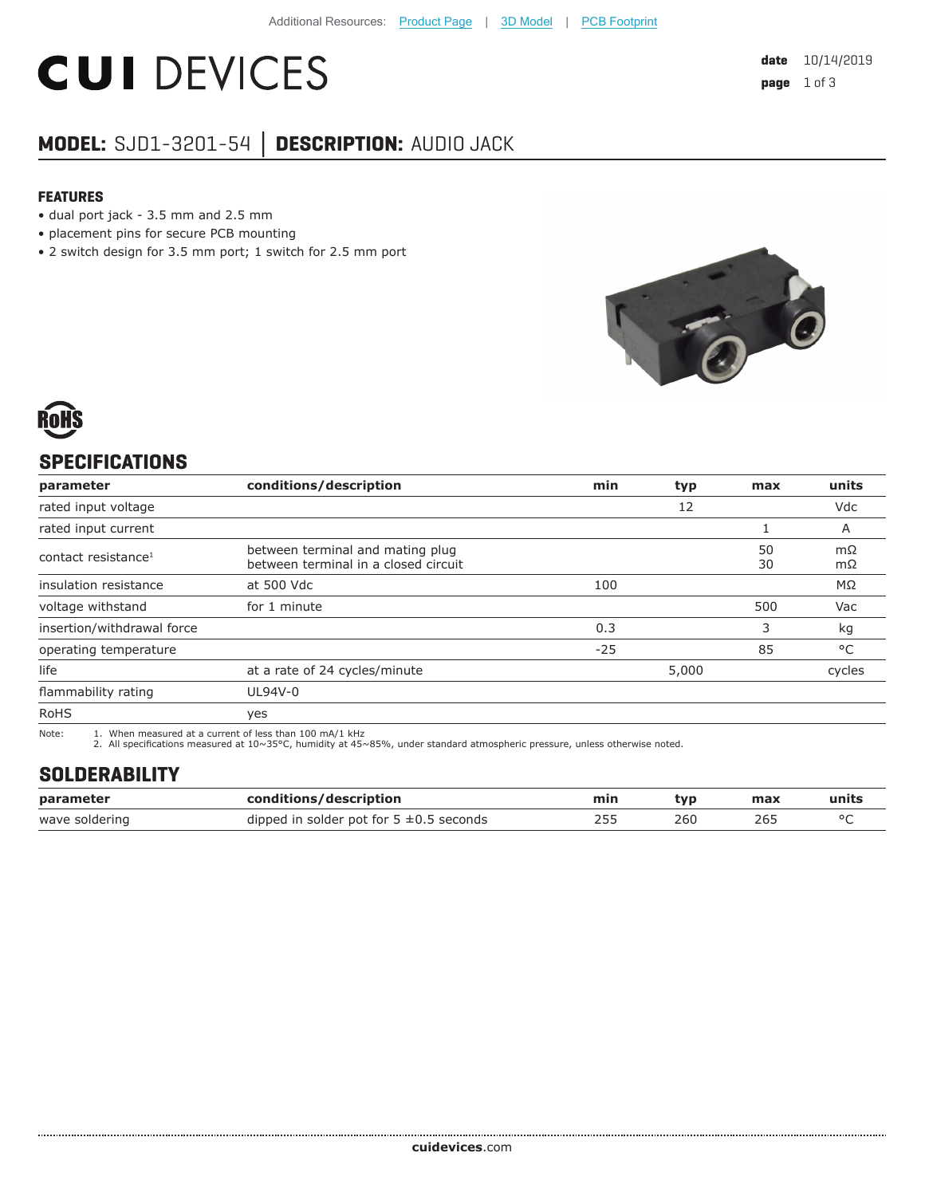Additional Resources: Product Page | 3D Model | PCB Footprint

# CUI DEVICES

date 10/14/2019

## MODEL: SJD1-3201-54 │ DESCRIPTION: AUDIO JACK

### FEATURES

- dual port jack - 3.5 mm and 2.5 mm
- placement pins for secure PCB mounting
- 2 switch design for 3.5 mm port; 1 switch for 2.5 mm port

RoHS

## SPECIFICATIONS

| parameter | conditions/description | min | typ | max | units |
|---|---|---|---|---|---|
| rated input voltage | | | 12 | | Vdc |
| rated input current | | | | 1 | A |
| contact resistance[1] | between terminal and mating plug<br>between terminal in a closed circuit | | | 50<br>30 | mΩ<br>mΩ |
| insulation resistance | at 500 Vdc | 100 | | | MΩ |
| voltage withstand | for 1 minute | | | 500 | Vac |
| insertion/withdrawal force | | 0.3 | | 3 | kg |
| operating temperature | | -25 | | 85 | °C |
| life | at a rate of 24 cycles/minute | | 5,000 | | cycles |
| flammability rating | UL94V-0 | | | | |
| RoHS | yes | | | | |

Note:
1. When measured at a current of less than 100 mA/1 kHz
2. All specifications measured at 10~35°C, humidity at 45~85%, under standard atmospheric pressure, unless otherwise noted.

## SOLDERABILITY

| parameter | conditions/description | min | typ | max | units |
|---|---|---|---|---|---|
| wave soldering | dipped in solder pot for 5 ±0.5 seconds | 255 | 260 | 265 | °C |

cuidevices.com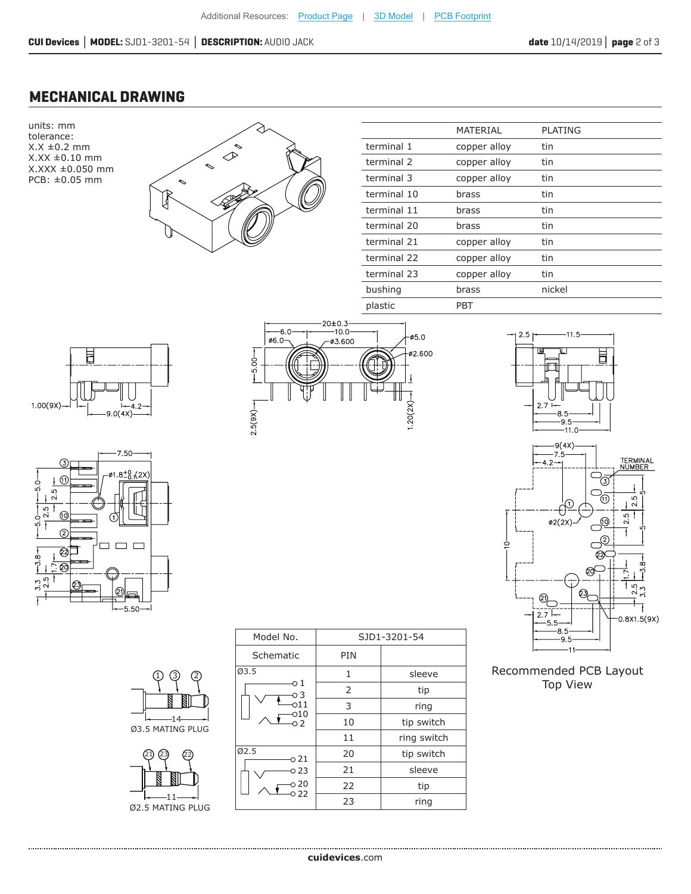## MECHANICAL DRAWING

units: mm
tolerance:
X.X ±0.2 mm
X.XX ±0.10 mm
X.XXX ±0.050 mm
PCB: ±0.05 mm

| | MATERIAL | PLATING |
|---|---|---|
| terminal 1 | copper alloy | tin |
| terminal 2 | copper alloy | tin |
| terminal 3 | copper alloy | tin |
| terminal 10 | brass | tin |
| terminal 11 | brass | tin |
| terminal 20 | brass | tin |
| terminal 21 | copper alloy | tin |
| terminal 22 | copper alloy | tin |
| terminal 23 | copper alloy | tin |
| bushing | brass | nickel |
| plastic | PBT | |

| Model No. | SJD1-3201-54 | |
|---|---|---|
| Schematic | PIN | |
| Ø3.5 | 1 | sleeve |
| | 2 | tip |
| | 3 | ring |
| | 10 | tip switch |
| | 11 | ring switch |
| Ø2.5 | 20 | tip switch |
| | 21 | sleeve |
| | 22 | tip |
| | 23 | ring |

Ø3.5 MATING PLUG

Ø2.5 MATING PLUG

Recommended PCB Layout
Top View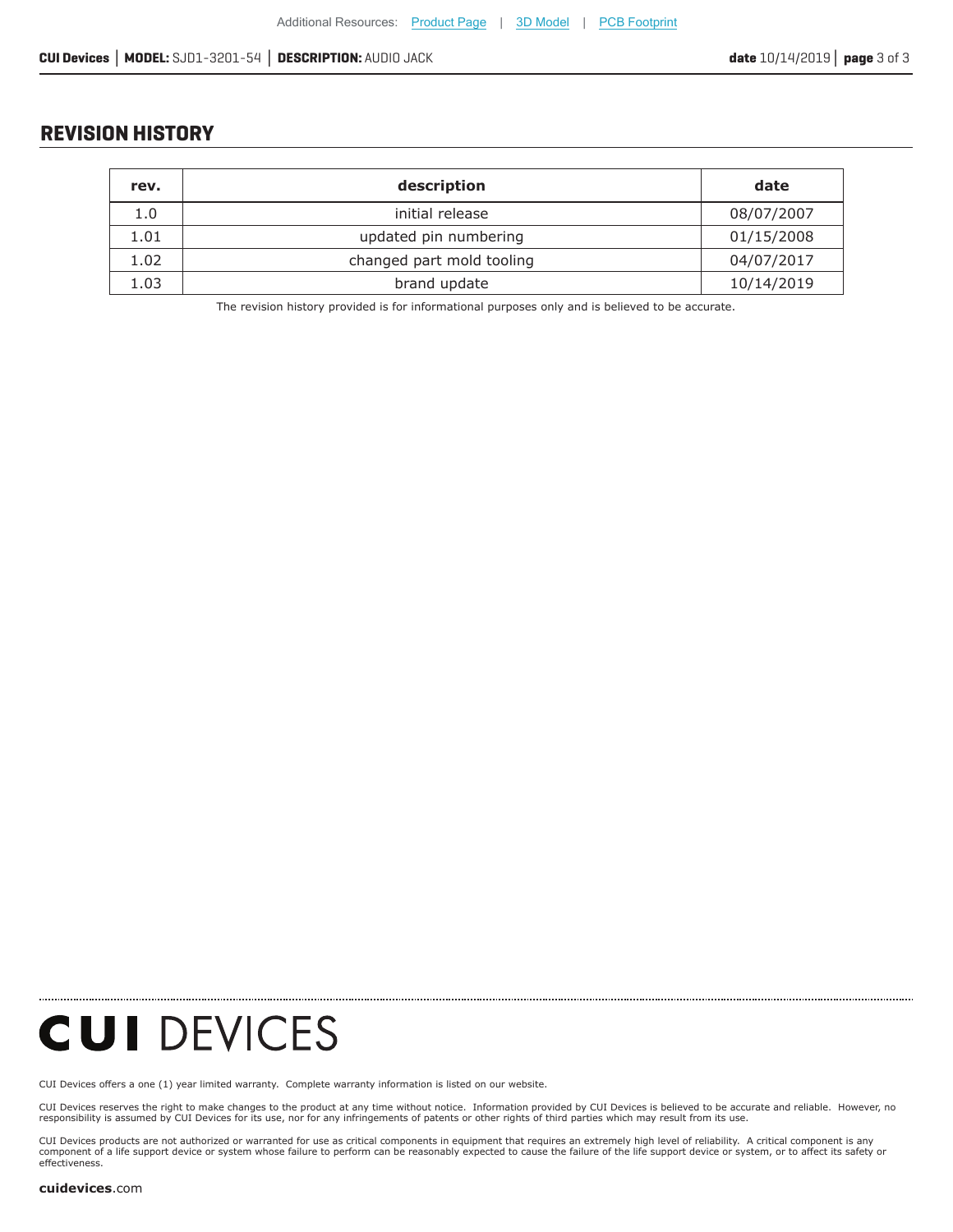## REVISION HISTORY

| rev. | description | date |
|---|---|---|
| 1.0 | initial release | 08/07/2007 |
| 1.01 | updated pin numbering | 01/15/2008 |
| 1.02 | changed part mold tooling | 04/07/2017 |
| 1.03 | brand update | 10/14/2019 |

The revision history provided is for informational purposes only and is believed to be accurate.

CUI DEVICES

CUI Devices offers a one (1) year limited warranty. Complete warranty information is listed on our website.

CUI Devices reserves the right to make changes to the product at any time without notice. Information provided by CUI Devices is believed to be accurate and reliable. However, no responsibility is assumed by CUI Devices for its use, nor for any infringements of patents or other rights of third parties which may result from its use.

CUI Devices products are not authorized or warranted for use as critical components in equipment that requires an extremely high level of reliability. A critical component is any component of a life support device or system whose failure to perform can be reasonably expected to cause the failure of the life support device or system, or to affect its safety or effectiveness.

**cuidevices**.com